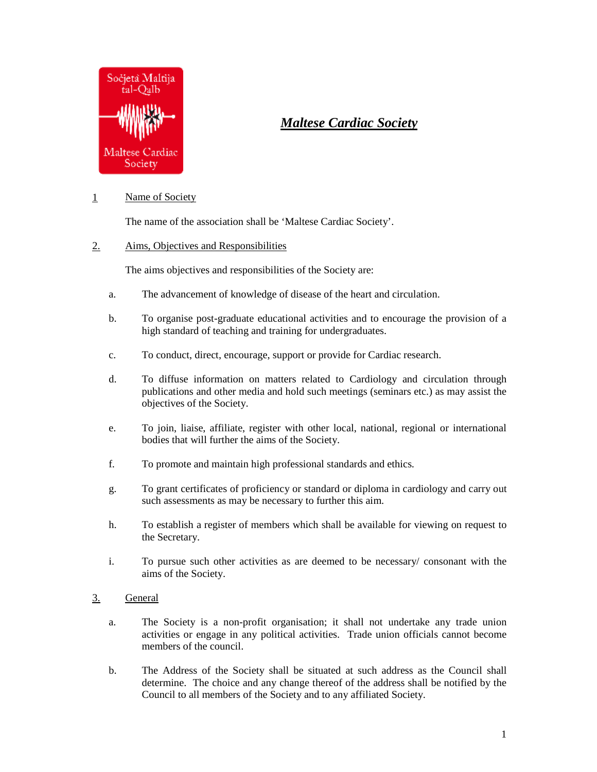# *Maltese Cardiac Society*

1 Name of Society

The name of the association shall be 'Maltese Cardiac Society'.

2. Aims, Objectives and Responsibilities

The aims objectives and responsibilities of the Society are:

a. The advancement of knowledge of disease of the heart and circulation.

b. To organise post-graduate educational activities and to encourage the provision of a high standard of teaching and training for undergraduates.

c. To conduct, direct, encourage, support or provide for Cardiac research.

d. To diffuse information on matters related to Cardiology and circulation through publications and other media and hold such meetings (seminars etc.) as may assist the objectives of the Society.

e. To join, liaise, affiliate, register with other local, national, regional or international bodies that will further the aims of the Society.

f. To promote and maintain high professional standards and ethics.

g. To grant certificates of proficiency or standard or diploma in cardiology and carry out such assessments as may be necessary to further this aim.

h. To establish a register of members which shall be available for viewing on request to the Secretary.

i. To pursue such other activities as are deemed to be necessary/ consonant with the aims of the Society.

3. General

a. The Society is a non-profit organisation; it shall not undertake any trade union activities or engage in any political activities. Trade union officials cannot become members of the council.

b. The Address of the Society shall be situated at such address as the Council shall determine. The choice and any change thereof of the address shall be notified by the Council to all members of the Society and to any affiliated Society.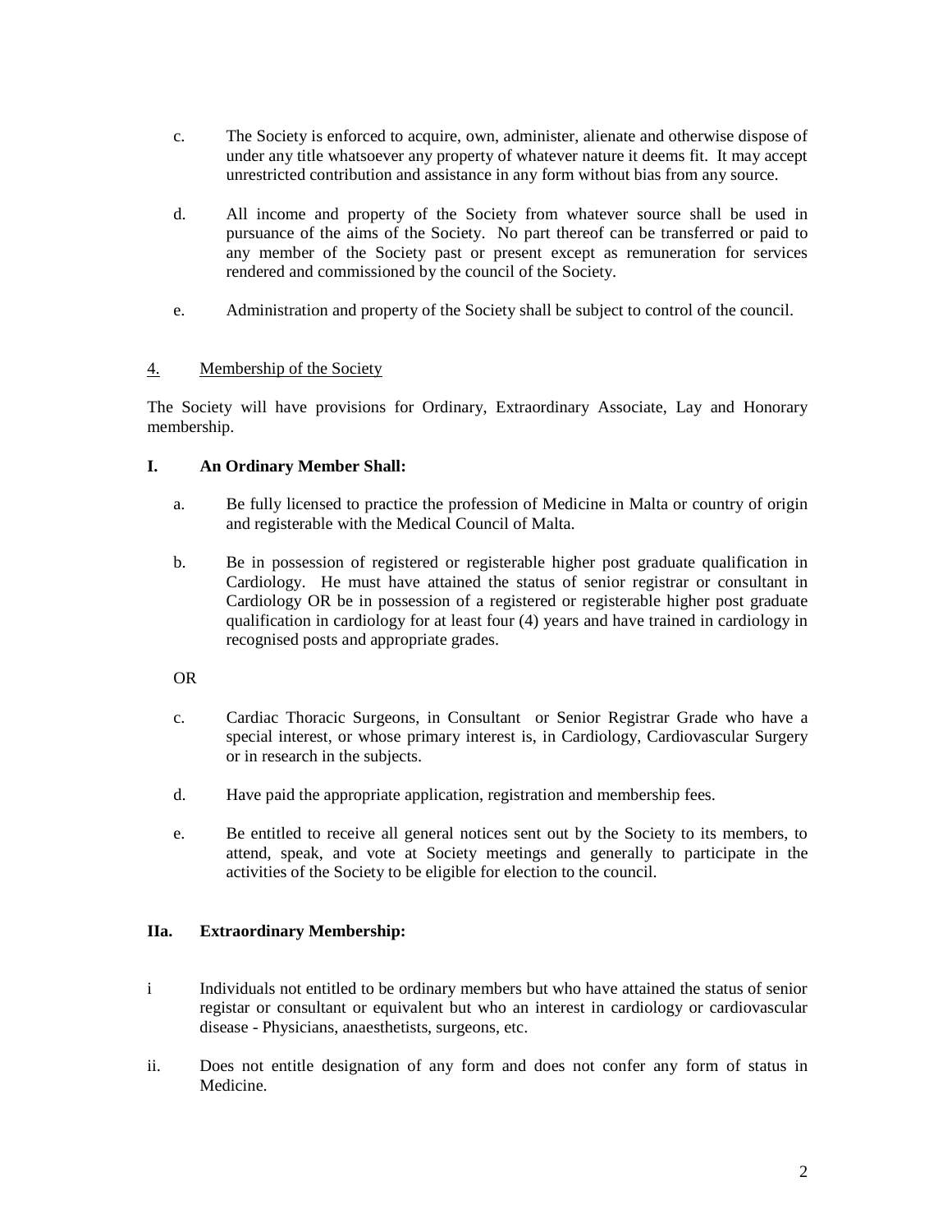c. The Society is enforced to acquire, own, administer, alienate and otherwise dispose of under any title whatsoever any property of whatever nature it deems fit. It may accept unrestricted contribution and assistance in any form without bias from any source.

d. All income and property of the Society from whatever source shall be used in pursuance of the aims of the Society. No part thereof can be transferred or paid to any member of the Society past or present except as remuneration for services rendered and commissioned by the council of the Society.

e. Administration and property of the Society shall be subject to control of the council.

## 4. Membership of the Society

The Society will have provisions for Ordinary, Extraordinary Associate, Lay and Honorary membership.

### I. An Ordinary Member Shall:

a. Be fully licensed to practice the profession of Medicine in Malta or country of origin and registerable with the Medical Council of Malta.

b. Be in possession of registered or registerable higher post graduate qualification in Cardiology. He must have attained the status of senior registrar or consultant in Cardiology OR be in possession of a registered or registerable higher post graduate qualification in cardiology for at least four (4) years and have trained in cardiology in recognised posts and appropriate grades.

OR

c. Cardiac Thoracic Surgeons, in Consultant or Senior Registrar Grade who have a special interest, or whose primary interest is, in Cardiology, Cardiovascular Surgery or in research in the subjects.

d. Have paid the appropriate application, registration and membership fees.

e. Be entitled to receive all general notices sent out by the Society to its members, to attend, speak, and vote at Society meetings and generally to participate in the activities of the Society to be eligible for election to the council.

### IIa. Extraordinary Membership:

i Individuals not entitled to be ordinary members but who have attained the status of senior registar or consultant or equivalent but who an interest in cardiology or cardiovascular disease - Physicians, anaesthetists, surgeons, etc.

ii. Does not entitle designation of any form and does not confer any form of status in Medicine.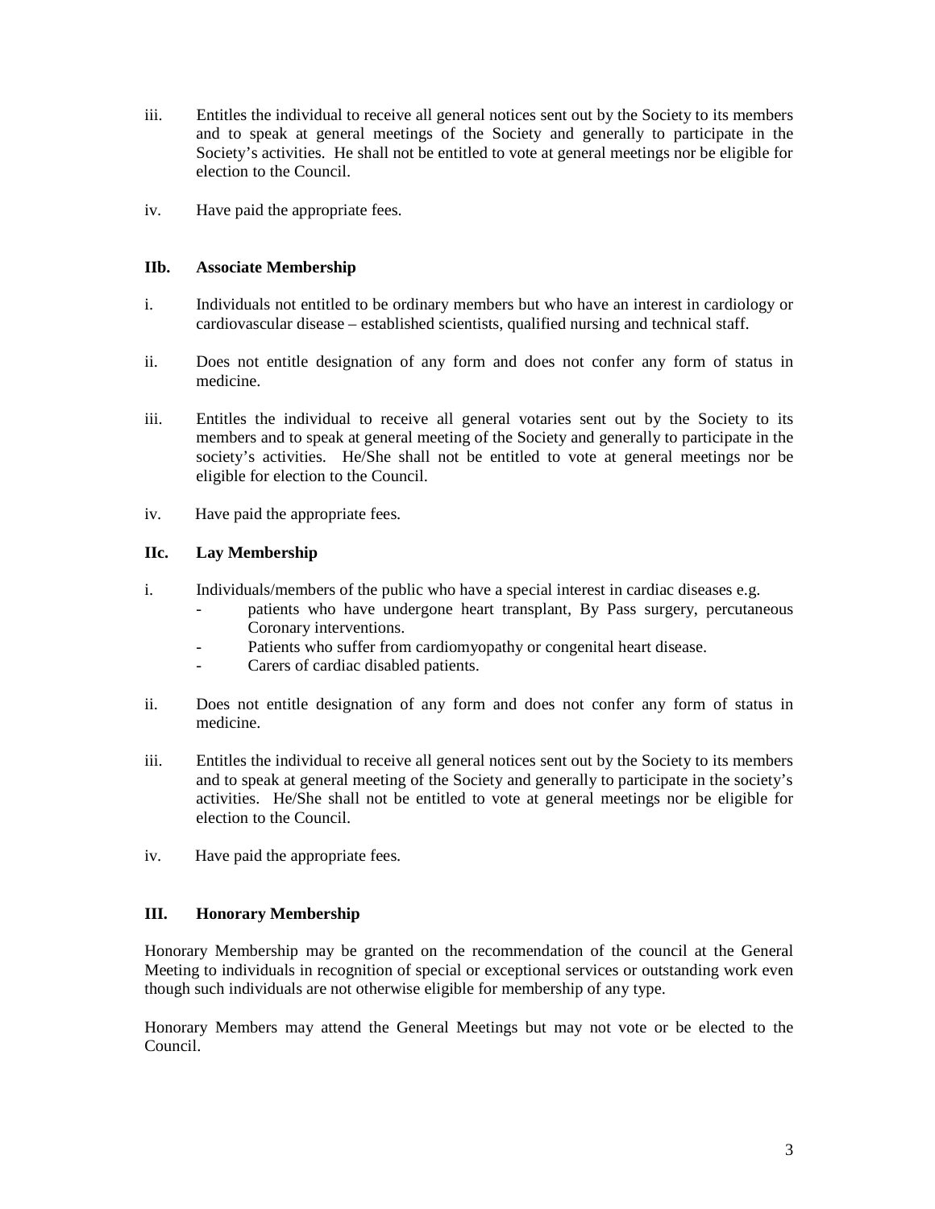iii. Entitles the individual to receive all general notices sent out by the Society to its members and to speak at general meetings of the Society and generally to participate in the Society's activities. He shall not be entitled to vote at general meetings nor be eligible for election to the Council.

iv. Have paid the appropriate fees.

### IIb. Associate Membership

i. Individuals not entitled to be ordinary members but who have an interest in cardiology or cardiovascular disease – established scientists, qualified nursing and technical staff.

ii. Does not entitle designation of any form and does not confer any form of status in medicine.

iii. Entitles the individual to receive all general votaries sent out by the Society to its members and to speak at general meeting of the Society and generally to participate in the society's activities. He/She shall not be entitled to vote at general meetings nor be eligible for election to the Council.

iv. Have paid the appropriate fees.

### IIc. Lay Membership

i. Individuals/members of the public who have a special interest in cardiac diseases e.g.
   - patients who have undergone heart transplant, By Pass surgery, percutaneous Coronary interventions.
   - Patients who suffer from cardiomyopathy or congenital heart disease.
   - Carers of cardiac disabled patients.

ii. Does not entitle designation of any form and does not confer any form of status in medicine.

iii. Entitles the individual to receive all general notices sent out by the Society to its members and to speak at general meeting of the Society and generally to participate in the society's activities. He/She shall not be entitled to vote at general meetings nor be eligible for election to the Council.

iv. Have paid the appropriate fees.

### III. Honorary Membership

Honorary Membership may be granted on the recommendation of the council at the General Meeting to individuals in recognition of special or exceptional services or outstanding work even though such individuals are not otherwise eligible for membership of any type.

Honorary Members may attend the General Meetings but may not vote or be elected to the Council.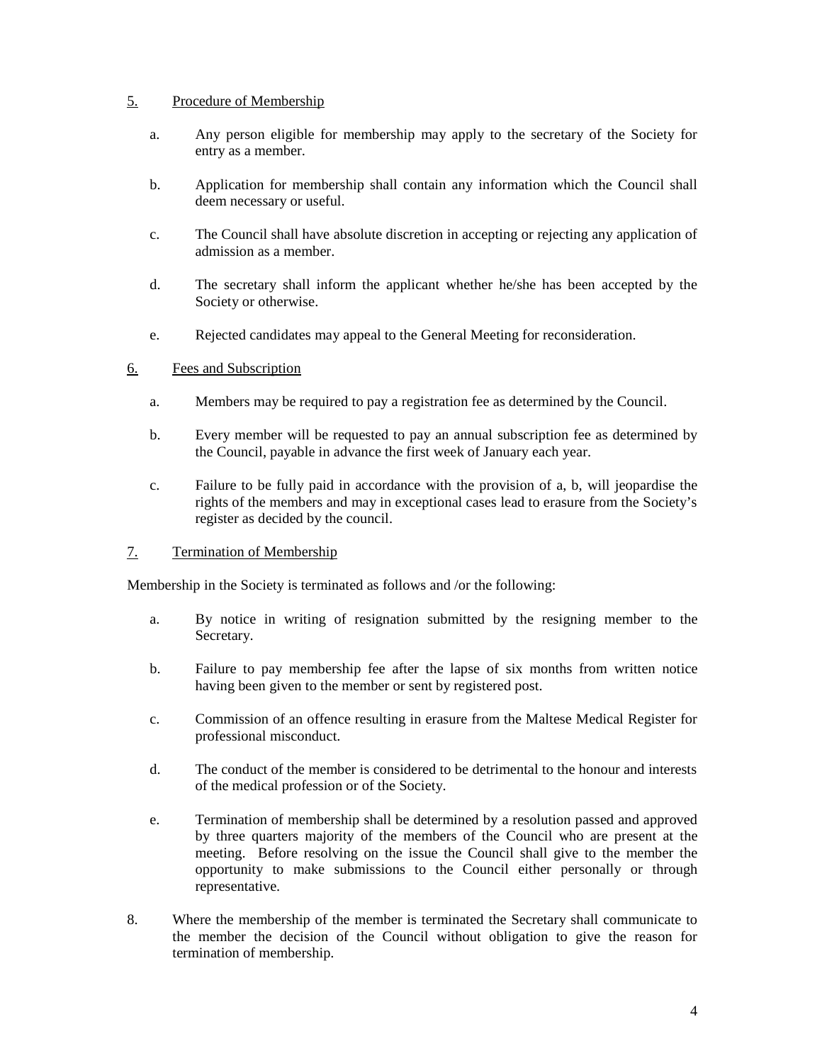## 5. <u>Procedure of Membership</u>

a. Any person eligible for membership may apply to the secretary of the Society for entry as a member.

b. Application for membership shall contain any information which the Council shall deem necessary or useful.

c. The Council shall have absolute discretion in accepting or rejecting any application of admission as a member.

d. The secretary shall inform the applicant whether he/she has been accepted by the Society or otherwise.

e. Rejected candidates may appeal to the General Meeting for reconsideration.

## 6. <u>Fees and Subscription</u>

a. Members may be required to pay a registration fee as determined by the Council.

b. Every member will be requested to pay an annual subscription fee as determined by the Council, payable in advance the first week of January each year.

c. Failure to be fully paid in accordance with the provision of a, b, will jeopardise the rights of the members and may in exceptional cases lead to erasure from the Society's register as decided by the council.

## 7. <u>Termination of Membership</u>

Membership in the Society is terminated as follows and /or the following:

a. By notice in writing of resignation submitted by the resigning member to the Secretary.

b. Failure to pay membership fee after the lapse of six months from written notice having been given to the member or sent by registered post.

c. Commission of an offence resulting in erasure from the Maltese Medical Register for professional misconduct.

d. The conduct of the member is considered to be detrimental to the honour and interests of the medical profession or of the Society.

e. Termination of membership shall be determined by a resolution passed and approved by three quarters majority of the members of the Council who are present at the meeting. Before resolving on the issue the Council shall give to the member the opportunity to make submissions to the Council either personally or through representative.

8. Where the membership of the member is terminated the Secretary shall communicate to the member the decision of the Council without obligation to give the reason for termination of membership.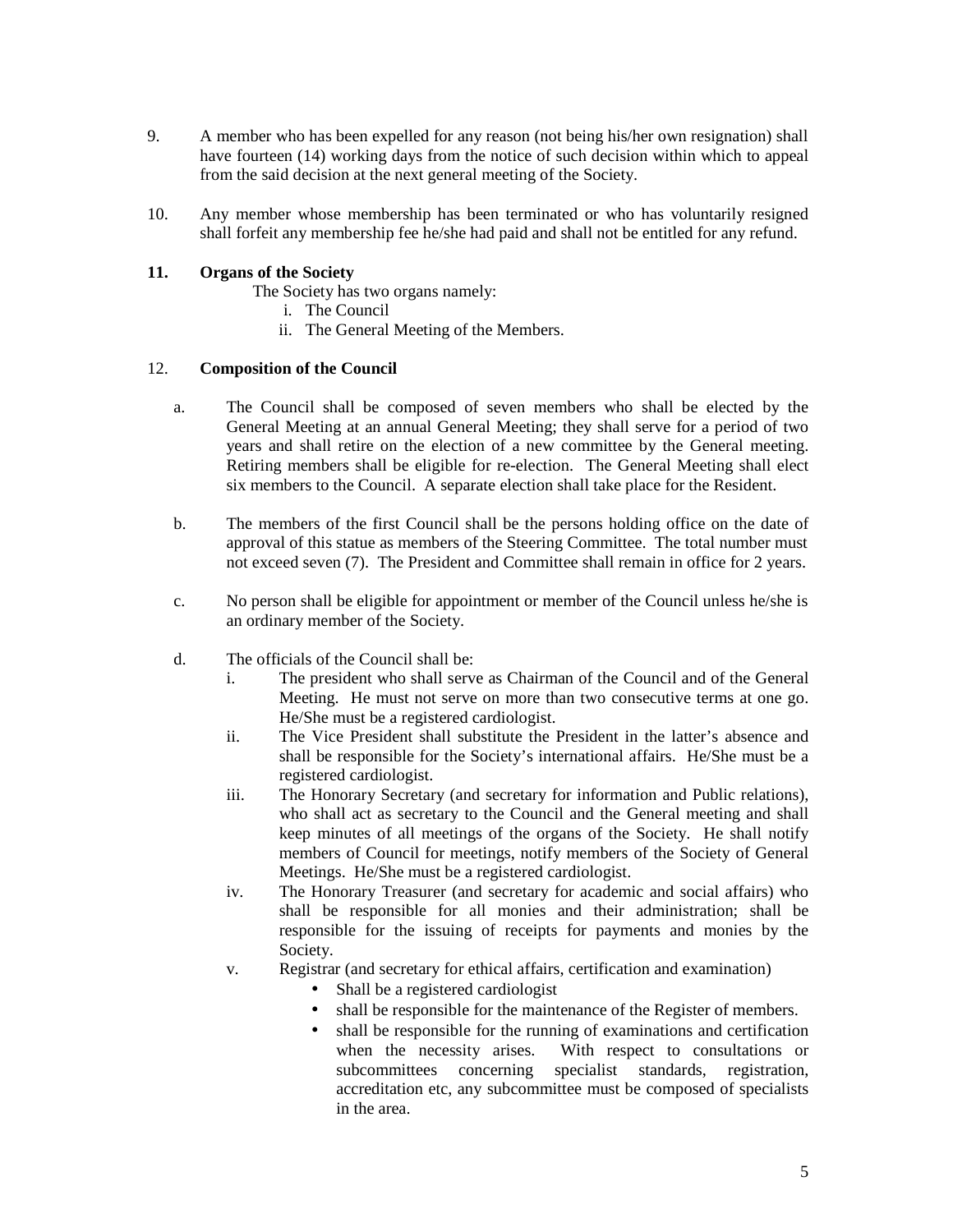9. A member who has been expelled for any reason (not being his/her own resignation) shall have fourteen (14) working days from the notice of such decision within which to appeal from the said decision at the next general meeting of the Society.

10. Any member whose membership has been terminated or who has voluntarily resigned shall forfeit any membership fee he/she had paid and shall not be entitled for any refund.

**11. Organs of the Society**

The Society has two organs namely:

i. The Council
ii. The General Meeting of the Members.

12. **Composition of the Council**

a. The Council shall be composed of seven members who shall be elected by the General Meeting at an annual General Meeting; they shall serve for a period of two years and shall retire on the election of a new committee by the General meeting. Retiring members shall be eligible for re-election. The General Meeting shall elect six members to the Council. A separate election shall take place for the Resident.

b. The members of the first Council shall be the persons holding office on the date of approval of this statue as members of the Steering Committee. The total number must not exceed seven (7). The President and Committee shall remain in office for 2 years.

c. No person shall be eligible for appointment or member of the Council unless he/she is an ordinary member of the Society.

d. The officials of the Council shall be:

   i. The president who shall serve as Chairman of the Council and of the General Meeting. He must not serve on more than two consecutive terms at one go. He/She must be a registered cardiologist.
   ii. The Vice President shall substitute the President in the latter's absence and shall be responsible for the Society's international affairs. He/She must be a registered cardiologist.
   iii. The Honorary Secretary (and secretary for information and Public relations), who shall act as secretary to the Council and the General meeting and shall keep minutes of all meetings of the organs of the Society. He shall notify members of Council for meetings, notify members of the Society of General Meetings. He/She must be a registered cardiologist.
   iv. The Honorary Treasurer (and secretary for academic and social affairs) who shall be responsible for all monies and their administration; shall be responsible for the issuing of receipts for payments and monies by the Society.
   v. Registrar (and secretary for ethical affairs, certification and examination)
      - Shall be a registered cardiologist
      - shall be responsible for the maintenance of the Register of members.
      - shall be responsible for the running of examinations and certification when the necessity arises. With respect to consultations or subcommittees concerning specialist standards, registration, accreditation etc, any subcommittee must be composed of specialists in the area.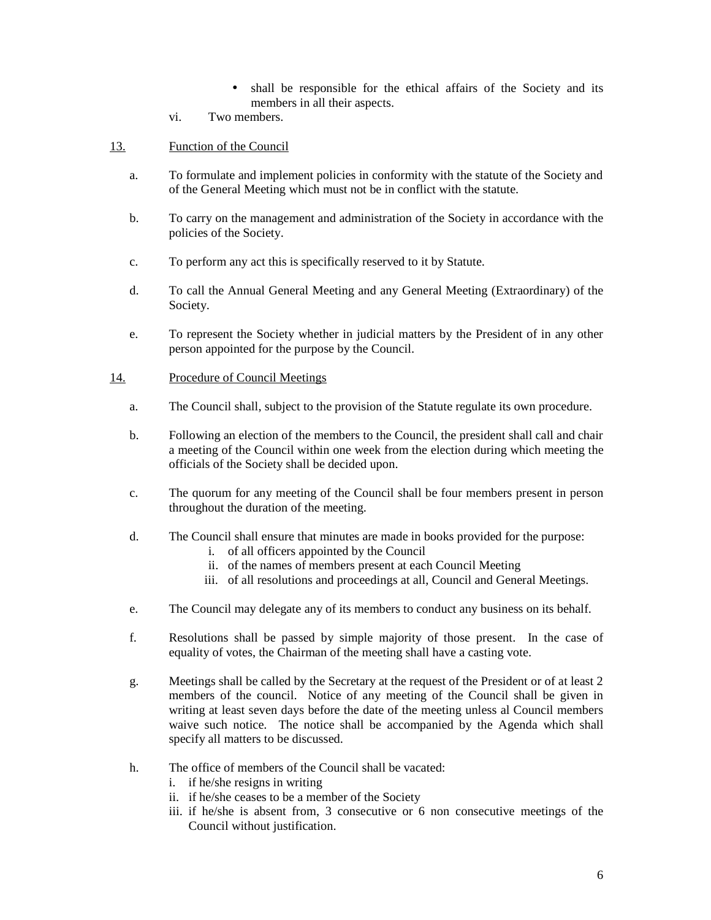- shall be responsible for the ethical affairs of the Society and its members in all their aspects.

vi. Two members.

13. <u>Function of the Council</u>

a. To formulate and implement policies in conformity with the statute of the Society and of the General Meeting which must not be in conflict with the statute.

b. To carry on the management and administration of the Society in accordance with the policies of the Society.

c. To perform any act this is specifically reserved to it by Statute.

d. To call the Annual General Meeting and any General Meeting (Extraordinary) of the Society.

e. To represent the Society whether in judicial matters by the President of in any other person appointed for the purpose by the Council.

14. <u>Procedure of Council Meetings</u>

a. The Council shall, subject to the provision of the Statute regulate its own procedure.

b. Following an election of the members to the Council, the president shall call and chair a meeting of the Council within one week from the election during which meeting the officials of the Society shall be decided upon.

c. The quorum for any meeting of the Council shall be four members present in person throughout the duration of the meeting.

d. The Council shall ensure that minutes are made in books provided for the purpose:
   i. of all officers appointed by the Council
   ii. of the names of members present at each Council Meeting
   iii. of all resolutions and proceedings at all, Council and General Meetings.

e. The Council may delegate any of its members to conduct any business on its behalf.

f. Resolutions shall be passed by simple majority of those present. In the case of equality of votes, the Chairman of the meeting shall have a casting vote.

g. Meetings shall be called by the Secretary at the request of the President or of at least 2 members of the council. Notice of any meeting of the Council shall be given in writing at least seven days before the date of the meeting unless al Council members waive such notice. The notice shall be accompanied by the Agenda which shall specify all matters to be discussed.

h. The office of members of the Council shall be vacated:
   i. if he/she resigns in writing
   ii. if he/she ceases to be a member of the Society
   iii. if he/she is absent from, 3 consecutive or 6 non consecutive meetings of the Council without justification.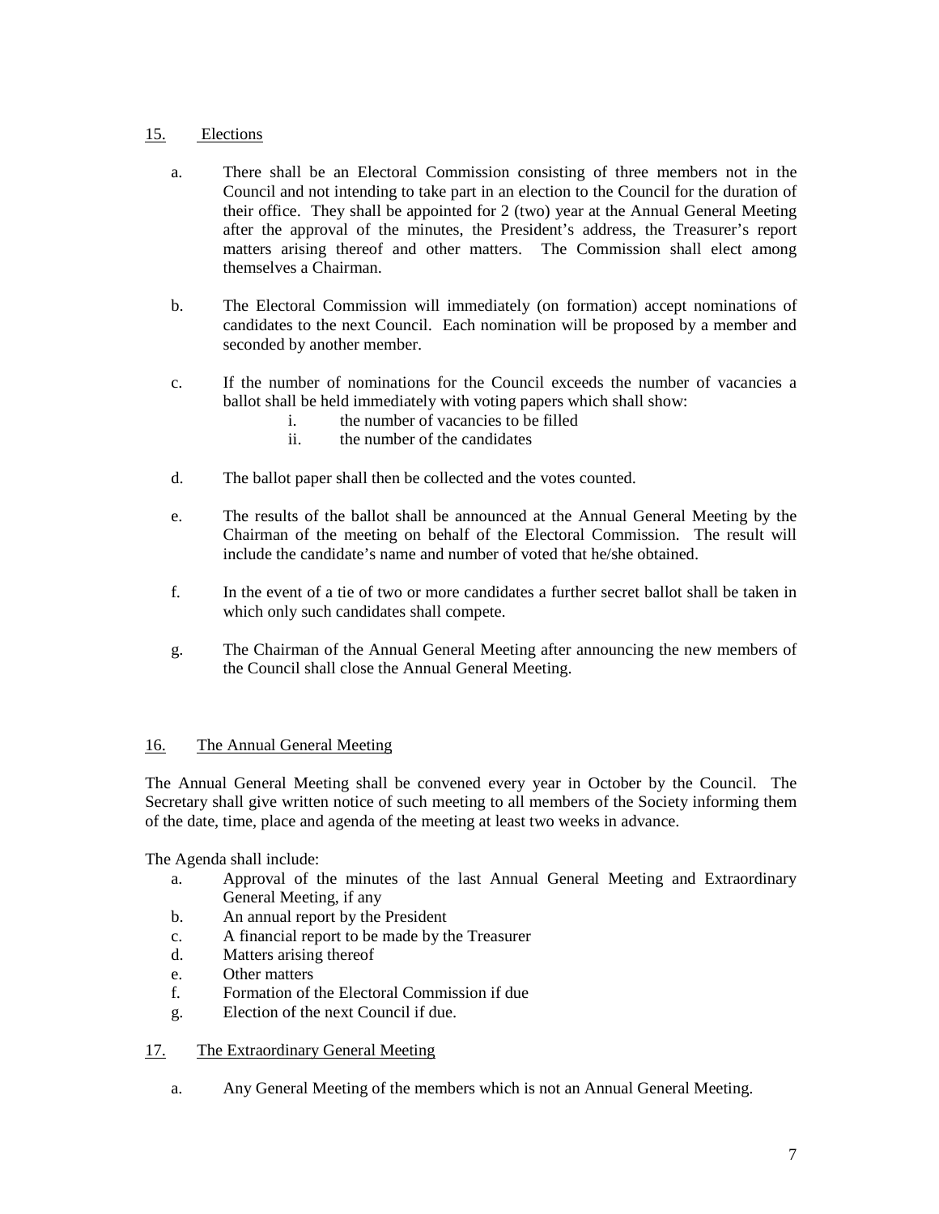## 15. Elections

a. There shall be an Electoral Commission consisting of three members not in the Council and not intending to take part in an election to the Council for the duration of their office. They shall be appointed for 2 (two) year at the Annual General Meeting after the approval of the minutes, the President's address, the Treasurer's report matters arising thereof and other matters. The Commission shall elect among themselves a Chairman.

b. The Electoral Commission will immediately (on formation) accept nominations of candidates to the next Council. Each nomination will be proposed by a member and seconded by another member.

c. If the number of nominations for the Council exceeds the number of vacancies a ballot shall be held immediately with voting papers which shall show:
   i. the number of vacancies to be filled
   ii. the number of the candidates

d. The ballot paper shall then be collected and the votes counted.

e. The results of the ballot shall be announced at the Annual General Meeting by the Chairman of the meeting on behalf of the Electoral Commission. The result will include the candidate's name and number of voted that he/she obtained.

f. In the event of a tie of two or more candidates a further secret ballot shall be taken in which only such candidates shall compete.

g. The Chairman of the Annual General Meeting after announcing the new members of the Council shall close the Annual General Meeting.

## 16. The Annual General Meeting

The Annual General Meeting shall be convened every year in October by the Council. The Secretary shall give written notice of such meeting to all members of the Society informing them of the date, time, place and agenda of the meeting at least two weeks in advance.

The Agenda shall include:

a. Approval of the minutes of the last Annual General Meeting and Extraordinary General Meeting, if any
b. An annual report by the President
c. A financial report to be made by the Treasurer
d. Matters arising thereof
e. Other matters
f. Formation of the Electoral Commission if due
g. Election of the next Council if due.

## 17. The Extraordinary General Meeting

a. Any General Meeting of the members which is not an Annual General Meeting.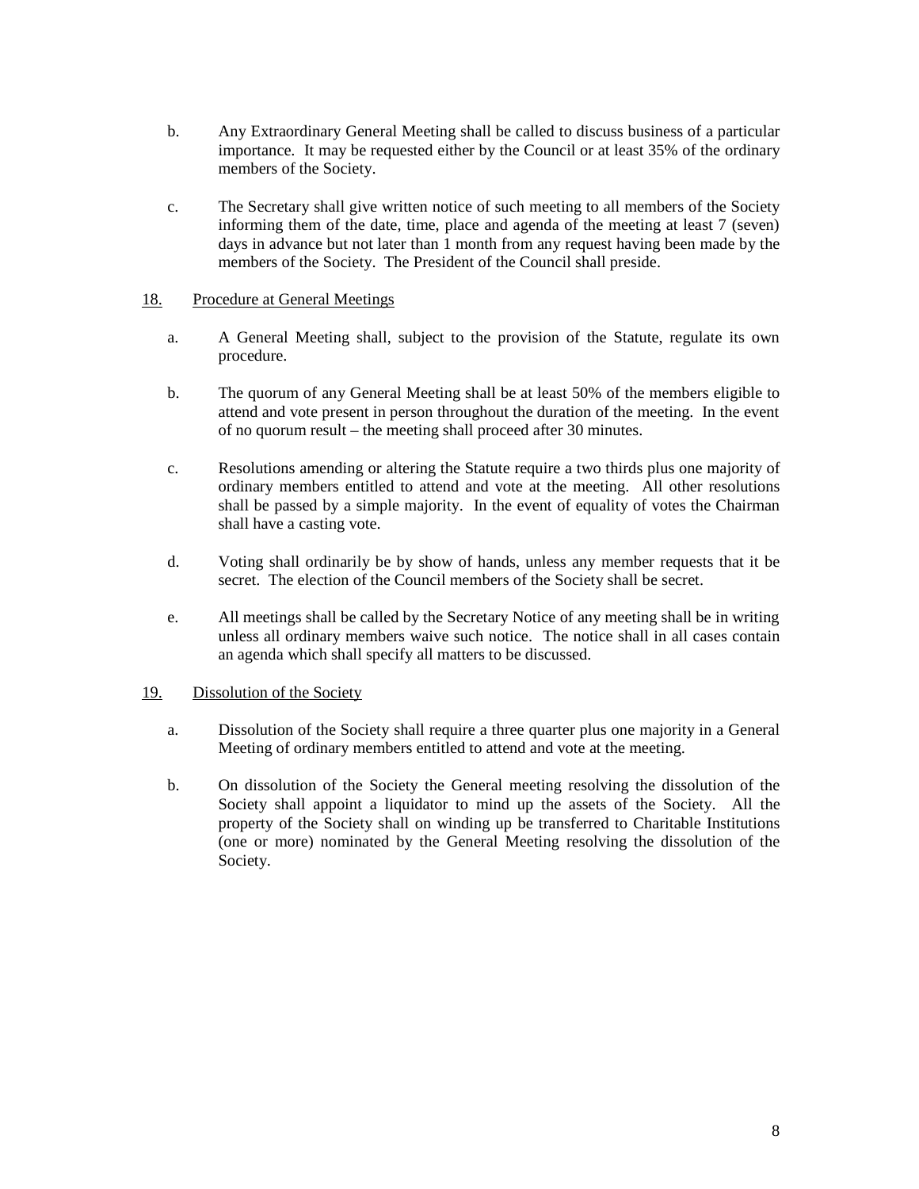b. Any Extraordinary General Meeting shall be called to discuss business of a particular importance. It may be requested either by the Council or at least 35% of the ordinary members of the Society.

c. The Secretary shall give written notice of such meeting to all members of the Society informing them of the date, time, place and agenda of the meeting at least 7 (seven) days in advance but not later than 1 month from any request having been made by the members of the Society. The President of the Council shall preside.

## 18. <u>Procedure at General Meetings</u>

a. A General Meeting shall, subject to the provision of the Statute, regulate its own procedure.

b. The quorum of any General Meeting shall be at least 50% of the members eligible to attend and vote present in person throughout the duration of the meeting. In the event of no quorum result – the meeting shall proceed after 30 minutes.

c. Resolutions amending or altering the Statute require a two thirds plus one majority of ordinary members entitled to attend and vote at the meeting. All other resolutions shall be passed by a simple majority. In the event of equality of votes the Chairman shall have a casting vote.

d. Voting shall ordinarily be by show of hands, unless any member requests that it be secret. The election of the Council members of the Society shall be secret.

e. All meetings shall be called by the Secretary Notice of any meeting shall be in writing unless all ordinary members waive such notice. The notice shall in all cases contain an agenda which shall specify all matters to be discussed.

## 19. <u>Dissolution of the Society</u>

a. Dissolution of the Society shall require a three quarter plus one majority in a General Meeting of ordinary members entitled to attend and vote at the meeting.

b. On dissolution of the Society the General meeting resolving the dissolution of the Society shall appoint a liquidator to mind up the assets of the Society. All the property of the Society shall on winding up be transferred to Charitable Institutions (one or more) nominated by the General Meeting resolving the dissolution of the Society.